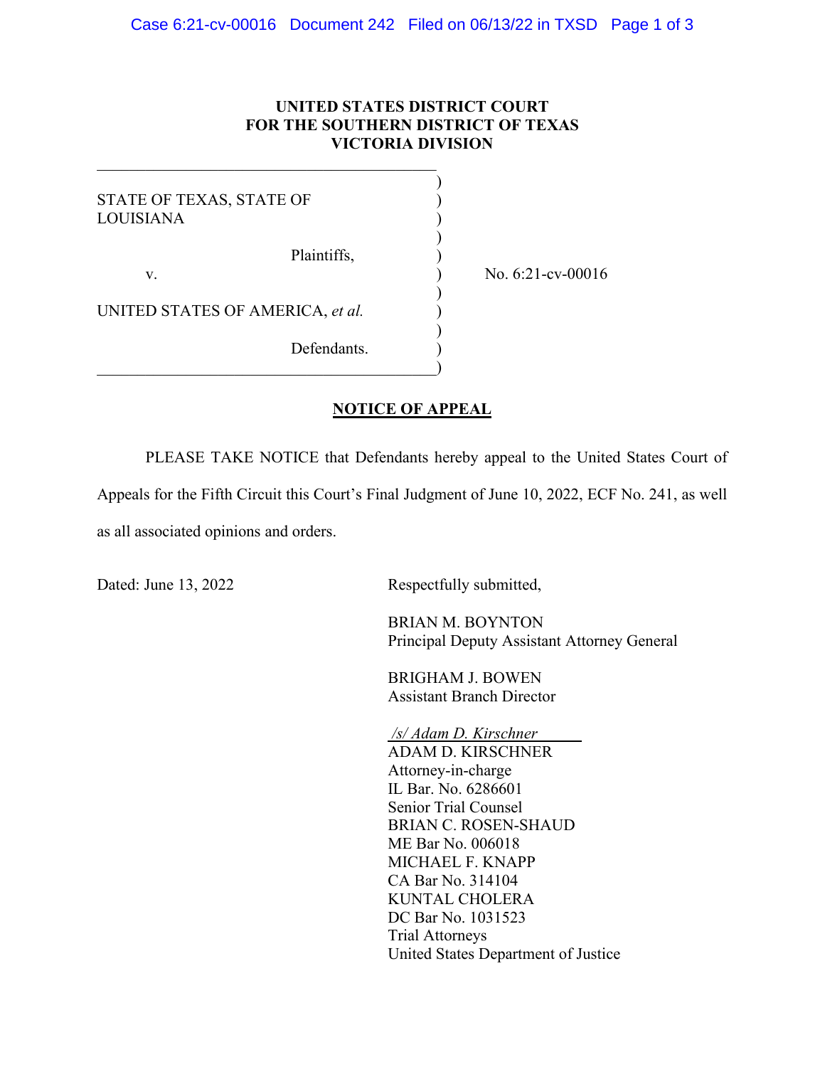**UNITED STATES DISTRICT COURT**
**FOR THE SOUTHERN DISTRICT OF TEXAS**
**VICTORIA DIVISION**

STATE OF TEXAS, STATE OF LOUISIANA

Plaintiffs,

v.

UNITED STATES OF AMERICA, *et al.*

Defendants.

No. 6:21-cv-00016

## NOTICE OF APPEAL

PLEASE TAKE NOTICE that Defendants hereby appeal to the United States Court of Appeals for the Fifth Circuit this Court's Final Judgment of June 10, 2022, ECF No. 241, as well as all associated opinions and orders.

Dated: June 13, 2022

Respectfully submitted,

BRIAN M. BOYNTON
Principal Deputy Assistant Attorney General

BRIGHAM J. BOWEN
Assistant Branch Director

*/s/ Adam D. Kirschner*
ADAM D. KIRSCHNER
Attorney-in-charge
IL Bar. No. 6286601
Senior Trial Counsel
BRIAN C. ROSEN-SHAUD
ME Bar No. 006018
MICHAEL F. KNAPP
CA Bar No. 314104
KUNTAL CHOLERA
DC Bar No. 1031523
Trial Attorneys
United States Department of Justice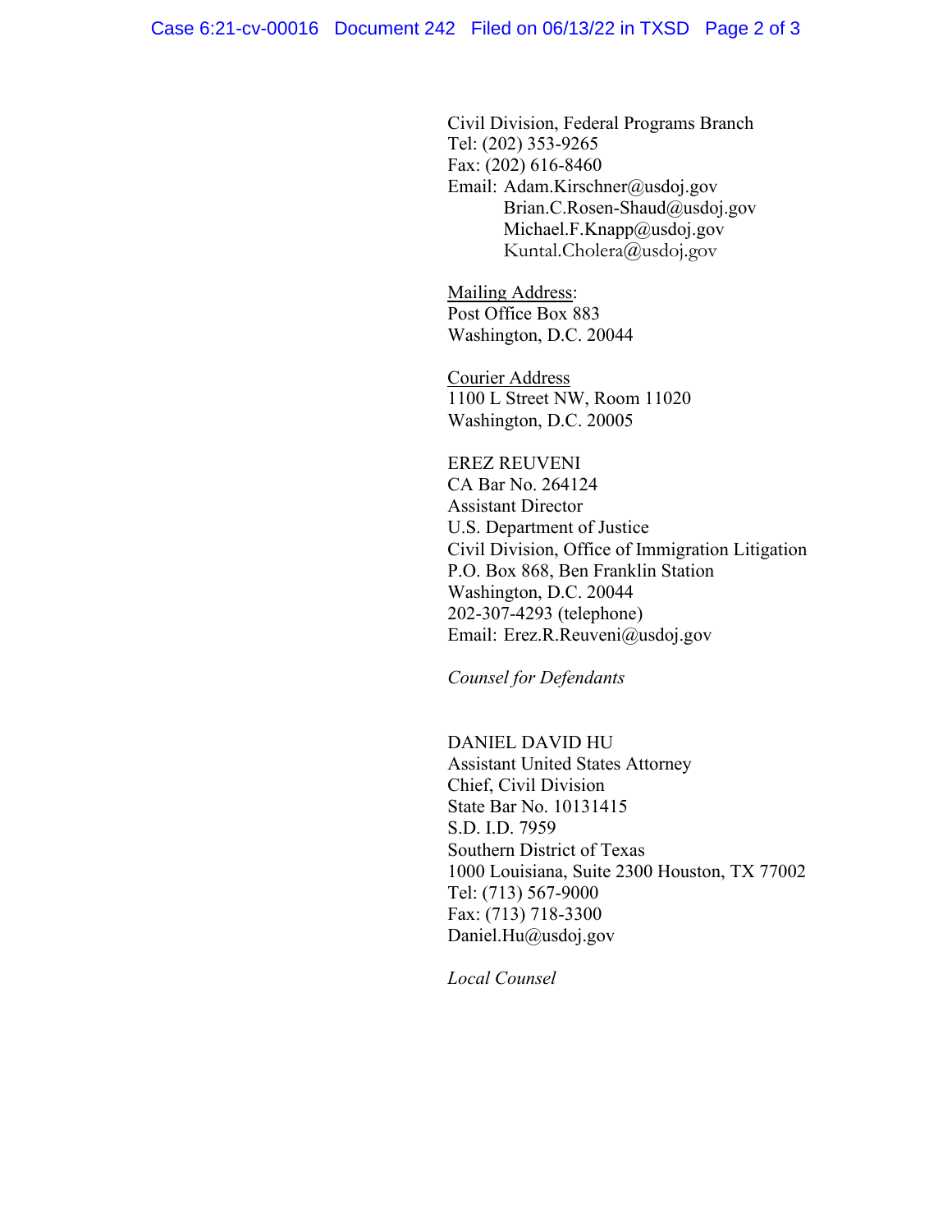Civil Division, Federal Programs Branch
Tel: (202) 353-9265
Fax: (202) 616-8460
Email: Adam.Kirschner@usdoj.gov
Brian.C.Rosen-Shaud@usdoj.gov
Michael.F.Knapp@usdoj.gov
Kuntal.Cholera@usdoj.gov

Mailing Address:
Post Office Box 883
Washington, D.C. 20044

Courier Address
1100 L Street NW, Room 11020
Washington, D.C. 20005

EREZ REUVENI
CA Bar No. 264124
Assistant Director
U.S. Department of Justice
Civil Division, Office of Immigration Litigation
P.O. Box 868, Ben Franklin Station
Washington, D.C. 20044
202-307-4293 (telephone)
Email: Erez.R.Reuveni@usdoj.gov

*Counsel for Defendants*

DANIEL DAVID HU
Assistant United States Attorney
Chief, Civil Division
State Bar No. 10131415
S.D. I.D. 7959
Southern District of Texas
1000 Louisiana, Suite 2300 Houston, TX 77002
Tel: (713) 567-9000
Fax: (713) 718-3300
Daniel.Hu@usdoj.gov

*Local Counsel*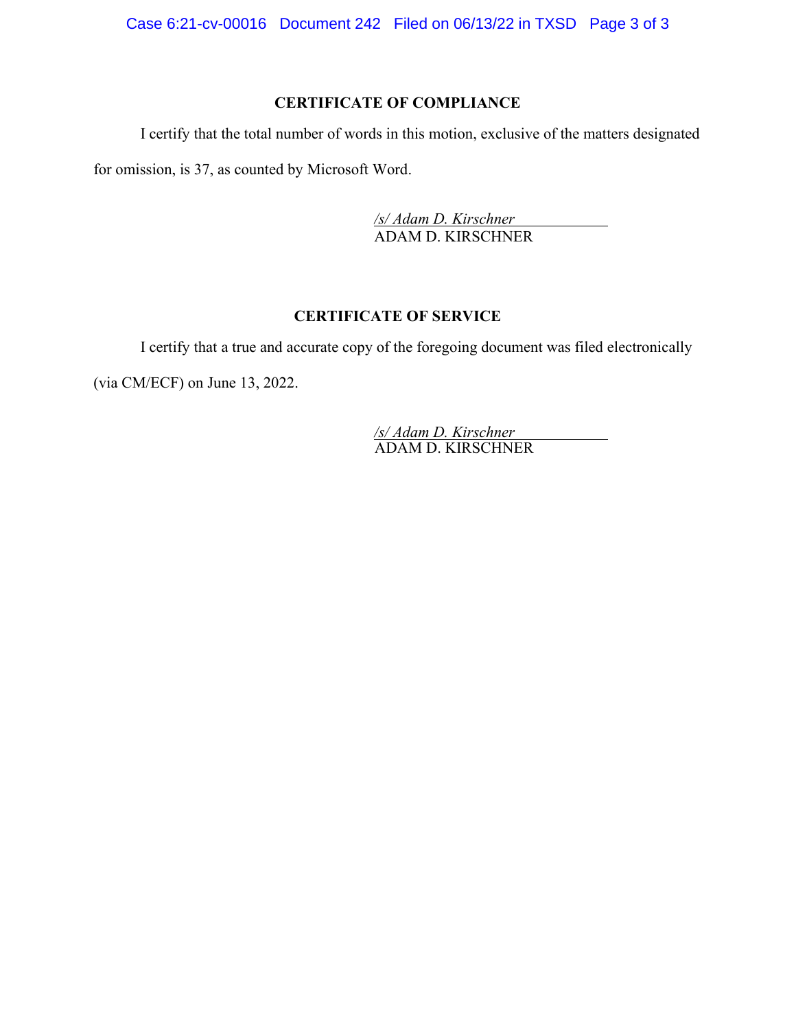## CERTIFICATE OF COMPLIANCE

I certify that the total number of words in this motion, exclusive of the matters designated for omission, is 37, as counted by Microsoft Word.

*/s/ Adam D. Kirschner*
ADAM D. KIRSCHNER

## CERTIFICATE OF SERVICE

I certify that a true and accurate copy of the foregoing document was filed electronically (via CM/ECF) on June 13, 2022.

*/s/ Adam D. Kirschner*
ADAM D. KIRSCHNER